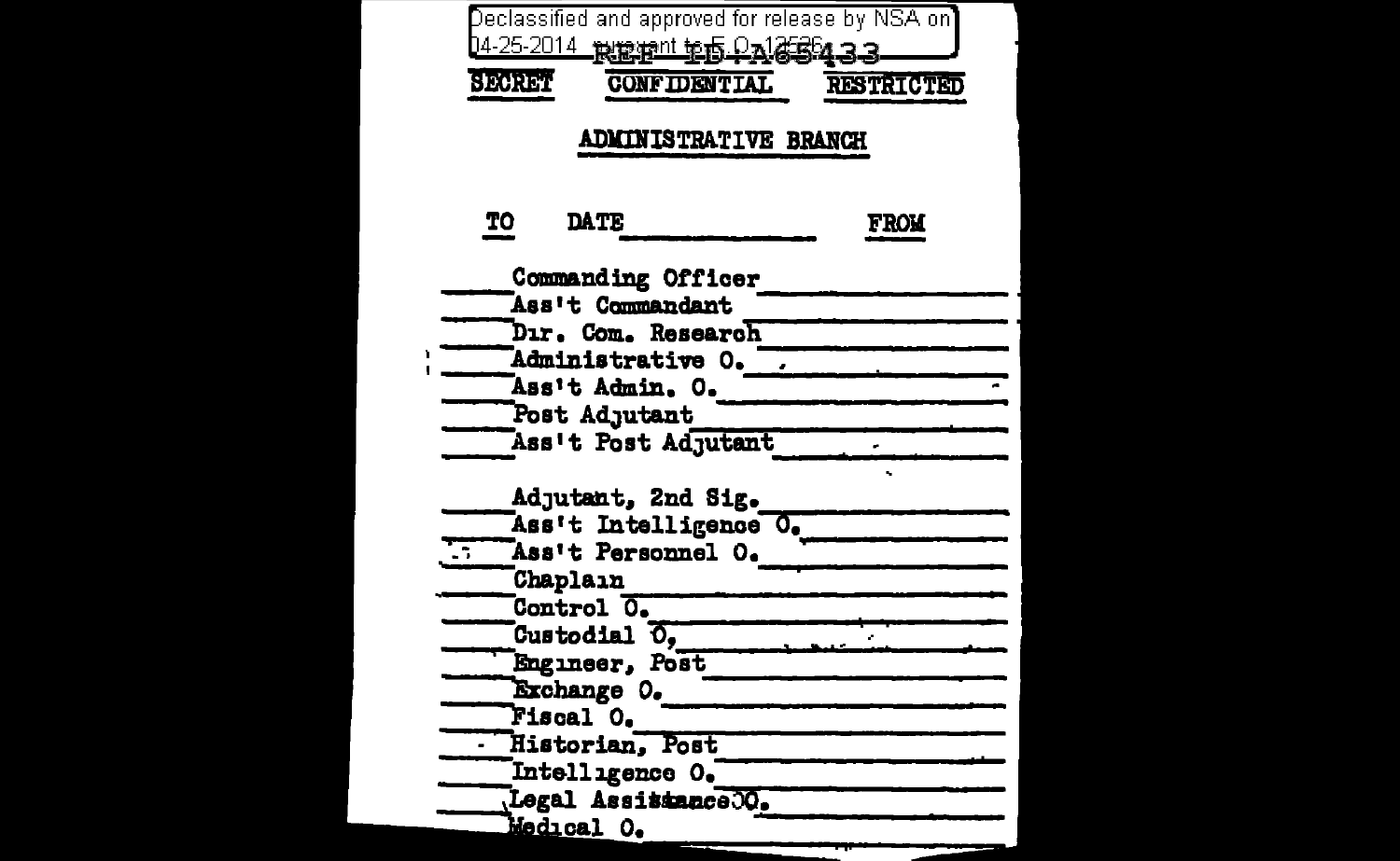Declassified and approved for release by NSA on 04-25-2014 pursuant to E.O. 13526

REF ID:A65433

SECRET CONFIDENTIAL RESTRICTED

# ADMINISTRATIVE BRANCH

| TO | DATE | FROM |
|---|---|---|
| | Commanding Officer | |
| | Ass't Commandant | |
| | Dir. Com. Research | |
| | Administrative O. | |
| | Ass't Admin. O. | |
| | Post Adjutant | |
| | Ass't Post Adjutant | |
| | Adjutant, 2nd Sig. | |
| | Ass't Intelligence O. | |
| | Ass't Personnel O. | |
| | Chaplain | |
| | Control O. | |
| | Custodial O, | |
| | Engineer, Post | |
| | Exchange O. | |
| | Fiscal O. | |
| | Historian, Post | |
| | Intelligence O. | |
| | Legal Assistance O. | |
| | Medical O. | |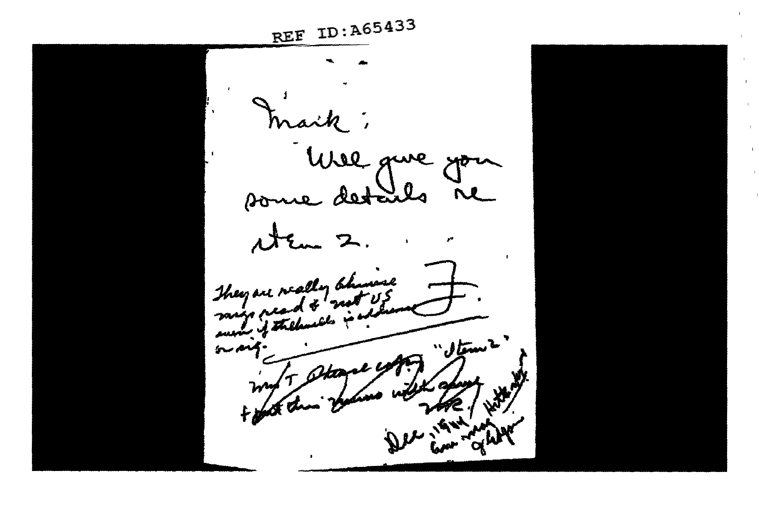REF ID:A65433

Mark:

Will give you some details re item 2.

They are really Chinese
msgs read & not US
even if the bulk is addressed
on sig.

My T Othasse copy "Item 2"
+ put this memo with above

WFF

Dec. 1944 / Hitt aboard
Gen. msg of Wedge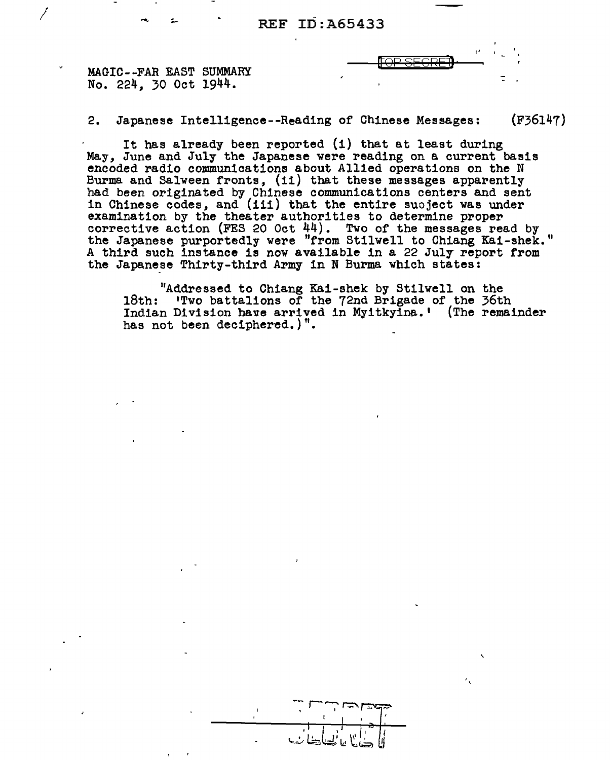REF ID:A65433

TOP SECRET

MAGIC--FAR EAST SUMMARY
No. 224, 30 Oct 1944.

2. Japanese Intelligence--Reading of Chinese Messages: (F36147)

It has already been reported (i) that at least during May, June and July the Japanese were reading on a current basis encoded radio communications about Allied operations on the N Burma and Salween fronts, (ii) that these messages apparently had been originated by Chinese communications centers and sent in Chinese codes, and (iii) that the entire subject was under examination by the theater authorities to determine proper corrective action (FES 20 Oct 44). Two of the messages read by the Japanese purportedly were "from Stilwell to Chiang Kai-shek." A third such instance is now available in a 22 July report from the Japanese Thirty-third Army in N Burma which states:

> "Addressed to Chiang Kai-shek by Stilwell on the 18th: 'Two battalions of the 72nd Brigade of the 36th Indian Division have arrived in Myitkyina.' (The remainder has not been deciphered.)".

SECRET